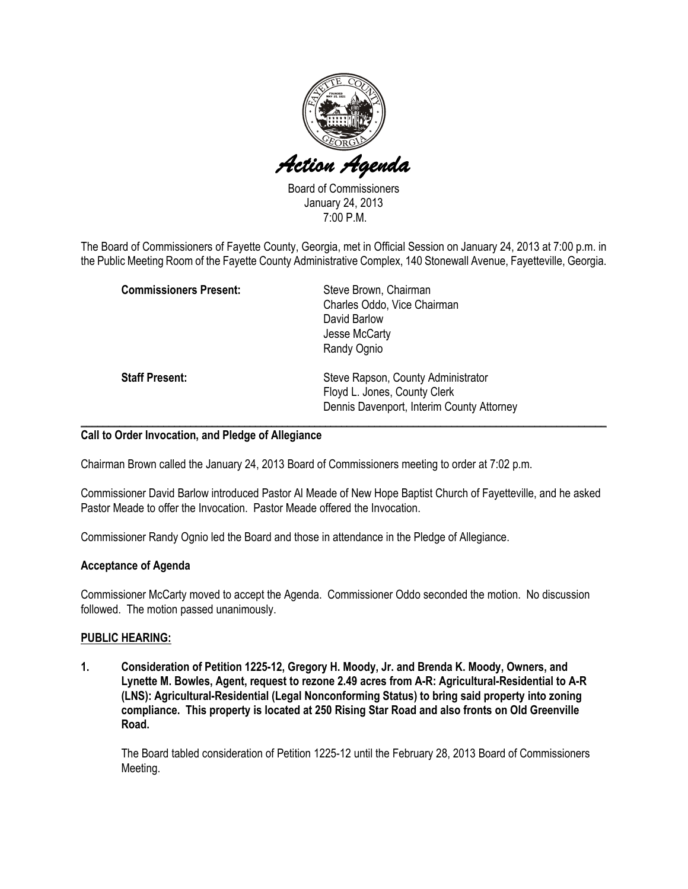# Action Agenda

Board of Commissioners
January 24, 2013
7:00 P.M.

The Board of Commissioners of Fayette County, Georgia, met in Official Session on January 24, 2013 at 7:00 p.m. in the Public Meeting Room of the Fayette County Administrative Complex, 140 Stonewall Avenue, Fayetteville, Georgia.

**Commissioners Present:**
Steve Brown, Chairman
Charles Oddo, Vice Chairman
David Barlow
Jesse McCarty
Randy Ognio

**Staff Present:**
Steve Rapson, County Administrator
Floyd L. Jones, County Clerk
Dennis Davenport, Interim County Attorney

---

**Call to Order Invocation, and Pledge of Allegiance**

Chairman Brown called the January 24, 2013 Board of Commissioners meeting to order at 7:02 p.m.

Commissioner David Barlow introduced Pastor Al Meade of New Hope Baptist Church of Fayetteville, and he asked Pastor Meade to offer the Invocation. Pastor Meade offered the Invocation.

Commissioner Randy Ognio led the Board and those in attendance in the Pledge of Allegiance.

**Acceptance of Agenda**

Commissioner McCarty moved to accept the Agenda. Commissioner Oddo seconded the motion. No discussion followed. The motion passed unanimously.

**PUBLIC HEARING:**

1. **Consideration of Petition 1225-12, Gregory H. Moody, Jr. and Brenda K. Moody, Owners, and Lynette M. Bowles, Agent, request to rezone 2.49 acres from A-R: Agricultural-Residential to A-R (LNS): Agricultural-Residential (Legal Nonconforming Status) to bring said property into zoning compliance. This property is located at 250 Rising Star Road and also fronts on Old Greenville Road.**

   The Board tabled consideration of Petition 1225-12 until the February 28, 2013 Board of Commissioners Meeting.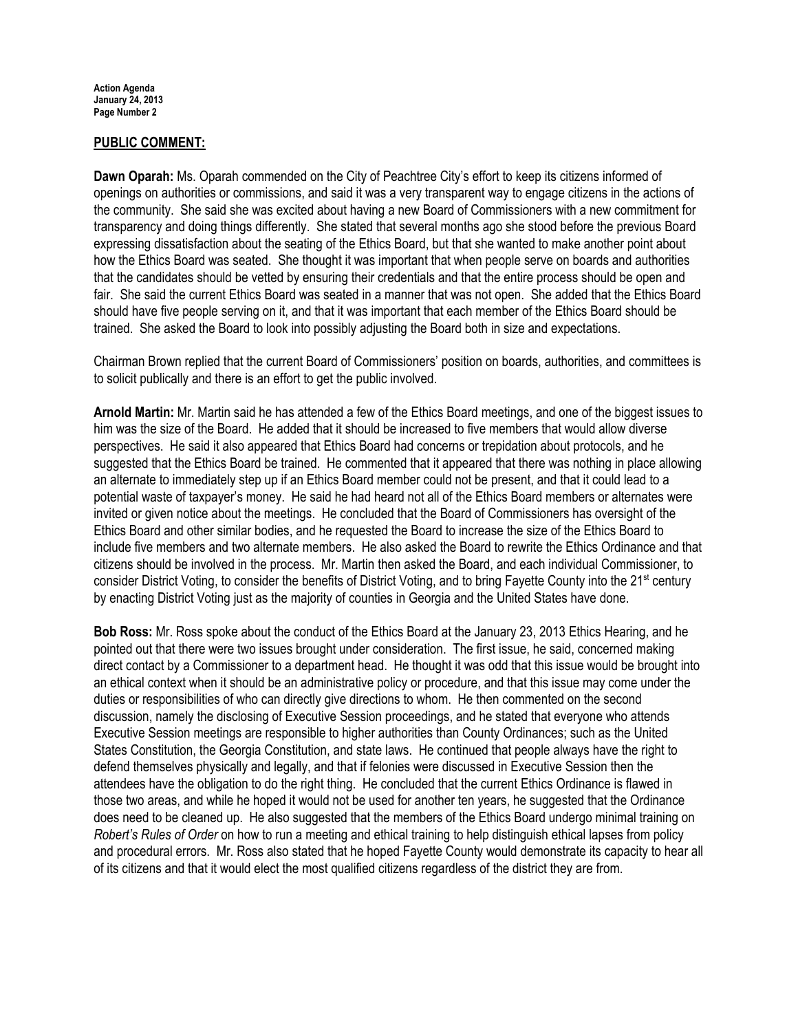## PUBLIC COMMENT:

**Dawn Oparah:** Ms. Oparah commended on the City of Peachtree City's effort to keep its citizens informed of openings on authorities or commissions, and said it was a very transparent way to engage citizens in the actions of the community. She said she was excited about having a new Board of Commissioners with a new commitment for transparency and doing things differently. She stated that several months ago she stood before the previous Board expressing dissatisfaction about the seating of the Ethics Board, but that she wanted to make another point about how the Ethics Board was seated. She thought it was important that when people serve on boards and authorities that the candidates should be vetted by ensuring their credentials and that the entire process should be open and fair. She said the current Ethics Board was seated in a manner that was not open. She added that the Ethics Board should have five people serving on it, and that it was important that each member of the Ethics Board should be trained. She asked the Board to look into possibly adjusting the Board both in size and expectations.

Chairman Brown replied that the current Board of Commissioners' position on boards, authorities, and committees is to solicit publically and there is an effort to get the public involved.

**Arnold Martin:** Mr. Martin said he has attended a few of the Ethics Board meetings, and one of the biggest issues to him was the size of the Board. He added that it should be increased to five members that would allow diverse perspectives. He said it also appeared that Ethics Board had concerns or trepidation about protocols, and he suggested that the Ethics Board be trained. He commented that it appeared that there was nothing in place allowing an alternate to immediately step up if an Ethics Board member could not be present, and that it could lead to a potential waste of taxpayer's money. He said he had heard not all of the Ethics Board members or alternates were invited or given notice about the meetings. He concluded that the Board of Commissioners has oversight of the Ethics Board and other similar bodies, and he requested the Board to increase the size of the Ethics Board to include five members and two alternate members. He also asked the Board to rewrite the Ethics Ordinance and that citizens should be involved in the process. Mr. Martin then asked the Board, and each individual Commissioner, to consider District Voting, to consider the benefits of District Voting, and to bring Fayette County into the 21st century by enacting District Voting just as the majority of counties in Georgia and the United States have done.

**Bob Ross:** Mr. Ross spoke about the conduct of the Ethics Board at the January 23, 2013 Ethics Hearing, and he pointed out that there were two issues brought under consideration. The first issue, he said, concerned making direct contact by a Commissioner to a department head. He thought it was odd that this issue would be brought into an ethical context when it should be an administrative policy or procedure, and that this issue may come under the duties or responsibilities of who can directly give directions to whom. He then commented on the second discussion, namely the disclosing of Executive Session proceedings, and he stated that everyone who attends Executive Session meetings are responsible to higher authorities than County Ordinances; such as the United States Constitution, the Georgia Constitution, and state laws. He continued that people always have the right to defend themselves physically and legally, and that if felonies were discussed in Executive Session then the attendees have the obligation to do the right thing. He concluded that the current Ethics Ordinance is flawed in those two areas, and while he hoped it would not be used for another ten years, he suggested that the Ordinance does need to be cleaned up. He also suggested that the members of the Ethics Board undergo minimal training on *Robert's Rules of Order* on how to run a meeting and ethical training to help distinguish ethical lapses from policy and procedural errors. Mr. Ross also stated that he hoped Fayette County would demonstrate its capacity to hear all of its citizens and that it would elect the most qualified citizens regardless of the district they are from.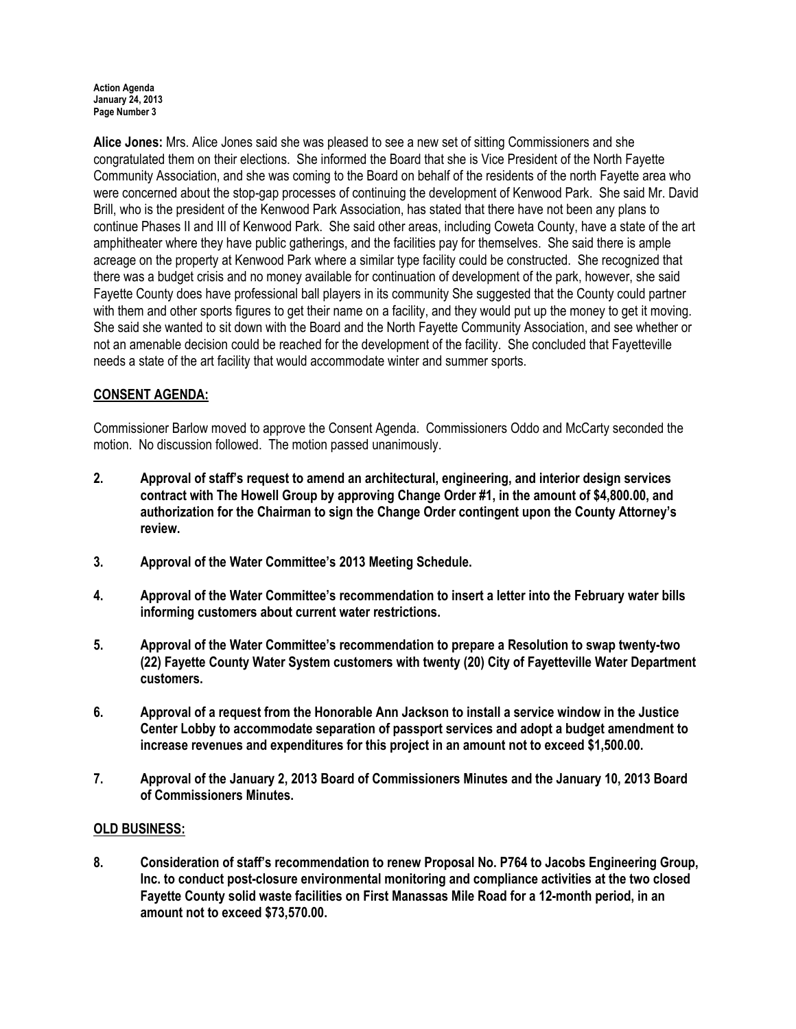**Alice Jones:** Mrs. Alice Jones said she was pleased to see a new set of sitting Commissioners and she congratulated them on their elections. She informed the Board that she is Vice President of the North Fayette Community Association, and she was coming to the Board on behalf of the residents of the north Fayette area who were concerned about the stop-gap processes of continuing the development of Kenwood Park. She said Mr. David Brill, who is the president of the Kenwood Park Association, has stated that there have not been any plans to continue Phases II and III of Kenwood Park. She said other areas, including Coweta County, have a state of the art amphitheater where they have public gatherings, and the facilities pay for themselves. She said there is ample acreage on the property at Kenwood Park where a similar type facility could be constructed. She recognized that there was a budget crisis and no money available for continuation of development of the park, however, she said Fayette County does have professional ball players in its community She suggested that the County could partner with them and other sports figures to get their name on a facility, and they would put up the money to get it moving. She said she wanted to sit down with the Board and the North Fayette Community Association, and see whether or not an amenable decision could be reached for the development of the facility. She concluded that Fayetteville needs a state of the art facility that would accommodate winter and summer sports.

## CONSENT AGENDA:

Commissioner Barlow moved to approve the Consent Agenda. Commissioners Oddo and McCarty seconded the motion. No discussion followed. The motion passed unanimously.

**2. Approval of staff's request to amend an architectural, engineering, and interior design services contract with The Howell Group by approving Change Order #1, in the amount of $4,800.00, and authorization for the Chairman to sign the Change Order contingent upon the County Attorney's review.**

**3. Approval of the Water Committee's 2013 Meeting Schedule.**

**4. Approval of the Water Committee's recommendation to insert a letter into the February water bills informing customers about current water restrictions.**

**5. Approval of the Water Committee's recommendation to prepare a Resolution to swap twenty-two (22) Fayette County Water System customers with twenty (20) City of Fayetteville Water Department customers.**

**6. Approval of a request from the Honorable Ann Jackson to install a service window in the Justice Center Lobby to accommodate separation of passport services and adopt a budget amendment to increase revenues and expenditures for this project in an amount not to exceed $1,500.00.**

**7. Approval of the January 2, 2013 Board of Commissioners Minutes and the January 10, 2013 Board of Commissioners Minutes.**

## OLD BUSINESS:

**8. Consideration of staff's recommendation to renew Proposal No. P764 to Jacobs Engineering Group, Inc. to conduct post-closure environmental monitoring and compliance activities at the two closed Fayette County solid waste facilities on First Manassas Mile Road for a 12-month period, in an amount not to exceed $73,570.00.**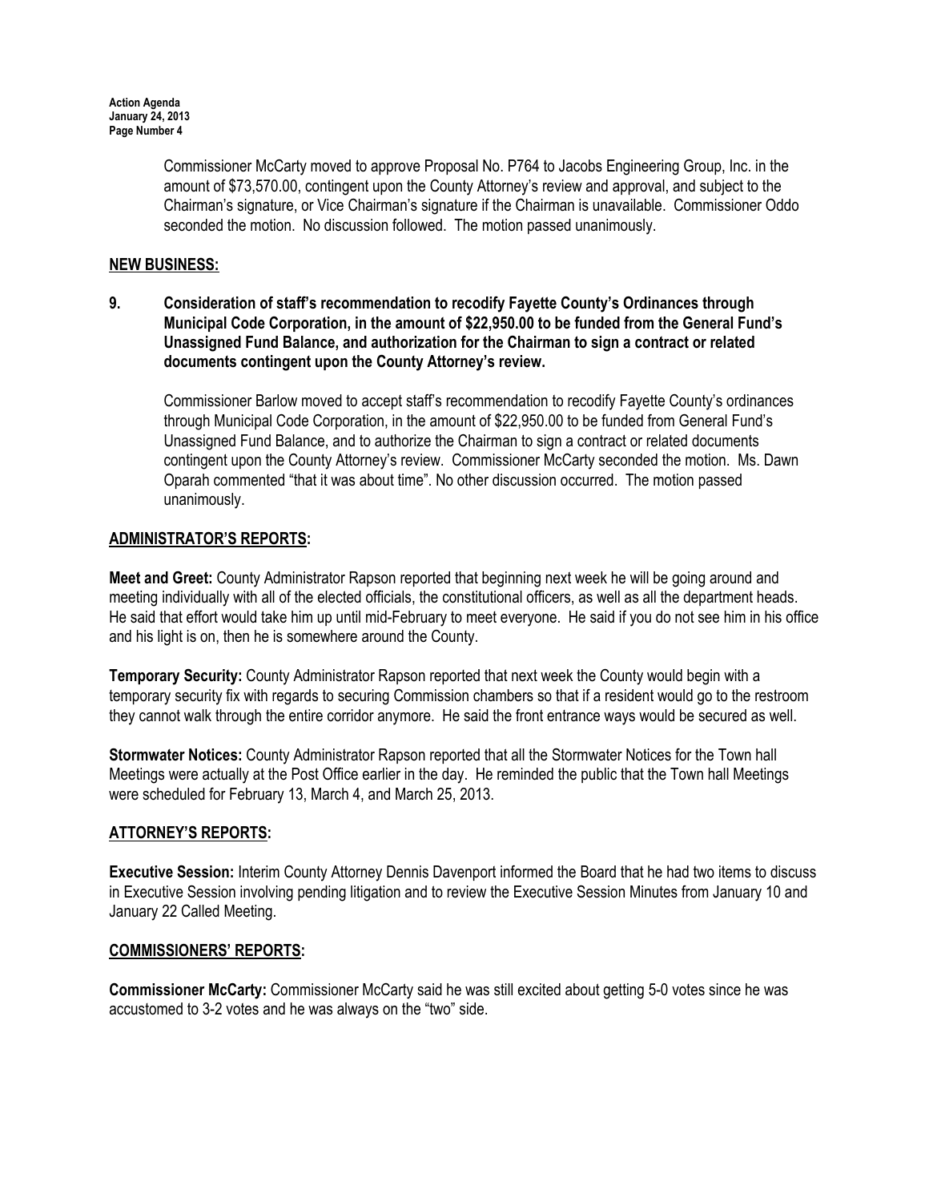Commissioner McCarty moved to approve Proposal No. P764 to Jacobs Engineering Group, Inc. in the amount of $73,570.00, contingent upon the County Attorney's review and approval, and subject to the Chairman's signature, or Vice Chairman's signature if the Chairman is unavailable. Commissioner Oddo seconded the motion. No discussion followed. The motion passed unanimously.

## NEW BUSINESS:

**9. Consideration of staff's recommendation to recodify Fayette County's Ordinances through Municipal Code Corporation, in the amount of $22,950.00 to be funded from the General Fund's Unassigned Fund Balance, and authorization for the Chairman to sign a contract or related documents contingent upon the County Attorney's review.**

Commissioner Barlow moved to accept staff's recommendation to recodify Fayette County's ordinances through Municipal Code Corporation, in the amount of $22,950.00 to be funded from General Fund's Unassigned Fund Balance, and to authorize the Chairman to sign a contract or related documents contingent upon the County Attorney's review. Commissioner McCarty seconded the motion. Ms. Dawn Oparah commented "that it was about time". No other discussion occurred. The motion passed unanimously.

## ADMINISTRATOR'S REPORTS:

**Meet and Greet:** County Administrator Rapson reported that beginning next week he will be going around and meeting individually with all of the elected officials, the constitutional officers, as well as all the department heads. He said that effort would take him up until mid-February to meet everyone. He said if you do not see him in his office and his light is on, then he is somewhere around the County.

**Temporary Security:** County Administrator Rapson reported that next week the County would begin with a temporary security fix with regards to securing Commission chambers so that if a resident would go to the restroom they cannot walk through the entire corridor anymore. He said the front entrance ways would be secured as well.

**Stormwater Notices:** County Administrator Rapson reported that all the Stormwater Notices for the Town hall Meetings were actually at the Post Office earlier in the day. He reminded the public that the Town hall Meetings were scheduled for February 13, March 4, and March 25, 2013.

## ATTORNEY'S REPORTS:

**Executive Session:** Interim County Attorney Dennis Davenport informed the Board that he had two items to discuss in Executive Session involving pending litigation and to review the Executive Session Minutes from January 10 and January 22 Called Meeting.

## COMMISSIONERS' REPORTS:

**Commissioner McCarty:** Commissioner McCarty said he was still excited about getting 5-0 votes since he was accustomed to 3-2 votes and he was always on the "two" side.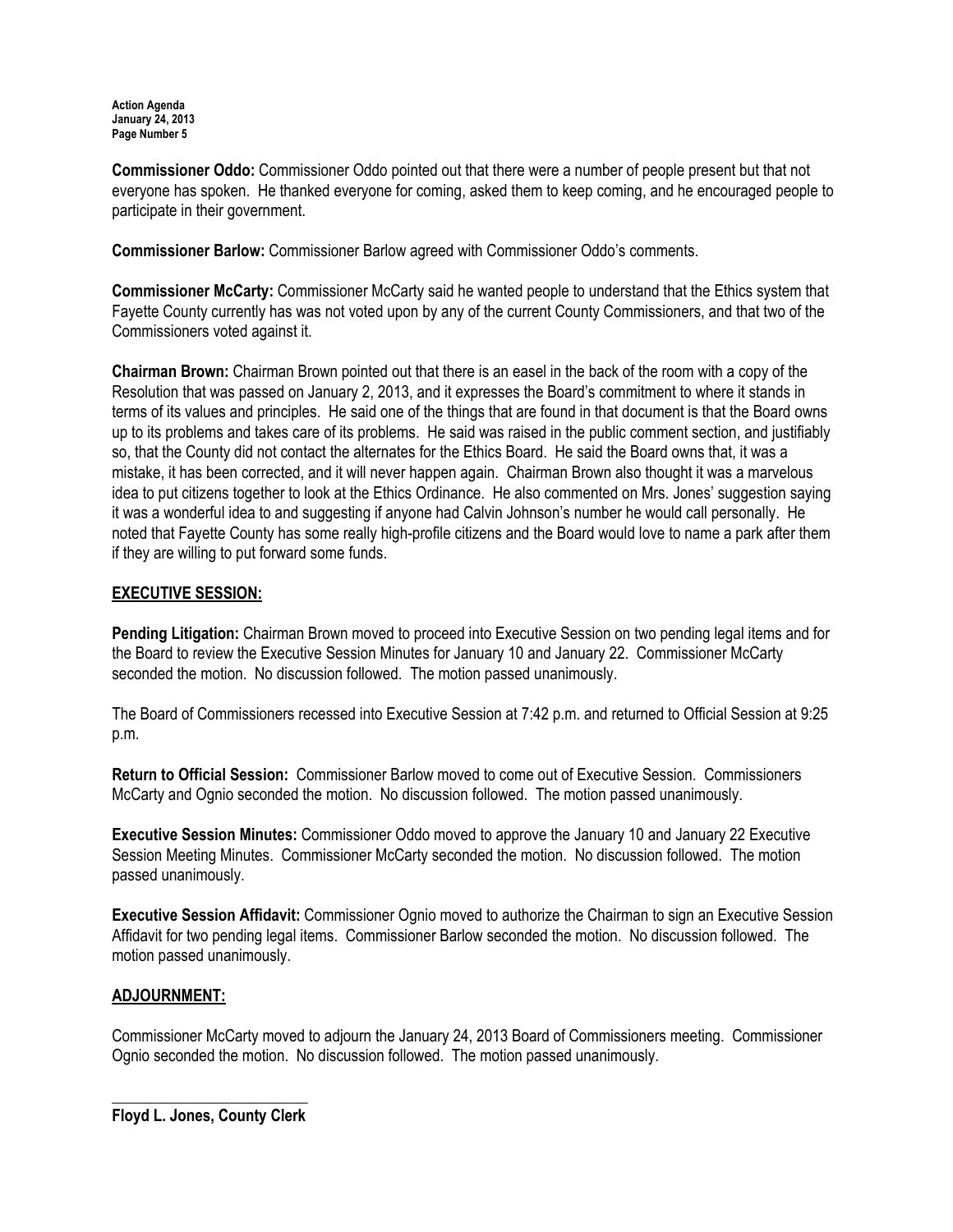**Commissioner Oddo:** Commissioner Oddo pointed out that there were a number of people present but that not everyone has spoken. He thanked everyone for coming, asked them to keep coming, and he encouraged people to participate in their government.

**Commissioner Barlow:** Commissioner Barlow agreed with Commissioner Oddo's comments.

**Commissioner McCarty:** Commissioner McCarty said he wanted people to understand that the Ethics system that Fayette County currently has was not voted upon by any of the current County Commissioners, and that two of the Commissioners voted against it.

**Chairman Brown:** Chairman Brown pointed out that there is an easel in the back of the room with a copy of the Resolution that was passed on January 2, 2013, and it expresses the Board's commitment to where it stands in terms of its values and principles. He said one of the things that are found in that document is that the Board owns up to its problems and takes care of its problems. He said was raised in the public comment section, and justifiably so, that the County did not contact the alternates for the Ethics Board. He said the Board owns that, it was a mistake, it has been corrected, and it will never happen again. Chairman Brown also thought it was a marvelous idea to put citizens together to look at the Ethics Ordinance. He also commented on Mrs. Jones' suggestion saying it was a wonderful idea to and suggesting if anyone had Calvin Johnson's number he would call personally. He noted that Fayette County has some really high-profile citizens and the Board would love to name a park after them if they are willing to put forward some funds.

## EXECUTIVE SESSION:

**Pending Litigation:** Chairman Brown moved to proceed into Executive Session on two pending legal items and for the Board to review the Executive Session Minutes for January 10 and January 22. Commissioner McCarty seconded the motion. No discussion followed. The motion passed unanimously.

The Board of Commissioners recessed into Executive Session at 7:42 p.m. and returned to Official Session at 9:25 p.m.

**Return to Official Session:** Commissioner Barlow moved to come out of Executive Session. Commissioners McCarty and Ognio seconded the motion. No discussion followed. The motion passed unanimously.

**Executive Session Minutes:** Commissioner Oddo moved to approve the January 10 and January 22 Executive Session Meeting Minutes. Commissioner McCarty seconded the motion. No discussion followed. The motion passed unanimously.

**Executive Session Affidavit:** Commissioner Ognio moved to authorize the Chairman to sign an Executive Session Affidavit for two pending legal items. Commissioner Barlow seconded the motion. No discussion followed. The motion passed unanimously.

## ADJOURNMENT:

Commissioner McCarty moved to adjourn the January 24, 2013 Board of Commissioners meeting. Commissioner Ognio seconded the motion. No discussion followed. The motion passed unanimously.

___________________________

**Floyd L. Jones, County Clerk**